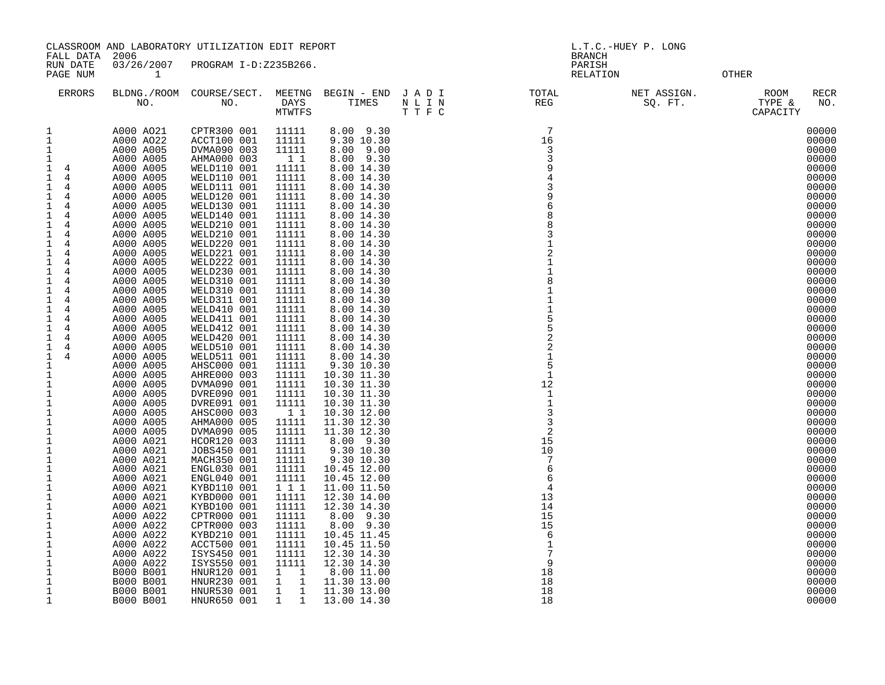CLASSROOM AND LABORATORY UTILIZATION EDIT REPORT
FALL DATA 2006
RUN DATE 03/26/2007 PROGRAM I-D:Z235B266.
PAGE NUM 1

L.T.C.-HUEY P. LONG
BRANCH
PARISH
RELATION OTHER

| ERRORS | BLDNG./ROOM NO. | COURSE/SECT. NO. | MEETNG DAYS MTWTFS | BEGIN - END TIMES | J A D I N L I N T T F C | TOTAL REG | NET ASSIGN. SQ. FT. | ROOM TYPE & CAPACITY | RECR NO. |
|---|---|---|---|---|---|---|---|---|---|
| 1 | A000 AO21 | CPTR300 001 | 11111 | 8.00 9.30 | | 7 | | | 00000 |
| 1 | A000 AO22 | ACCT100 001 | 11111 | 9.30 10.30 | | 16 | | | 00000 |
| 1 | A000 A005 | DVMA090 003 | 11111 | 8.00 9.00 | | 3 | | | 00000 |
| 1 | A000 A005 | AHMA000 003 | 1 1 | 8.00 9.30 | | 3 | | | 00000 |
| 1 4 | A000 A005 | WELD110 001 | 11111 | 8.00 14.30 | | 9 | | | 00000 |
| 1 4 | A000 A005 | WELD110 001 | 11111 | 8.00 14.30 | | 4 | | | 00000 |
| 1 4 | A000 A005 | WELD111 001 | 11111 | 8.00 14.30 | | 3 | | | 00000 |
| 1 4 | A000 A005 | WELD120 001 | 11111 | 8.00 14.30 | | 9 | | | 00000 |
| 1 4 | A000 A005 | WELD130 001 | 11111 | 8.00 14.30 | | 6 | | | 00000 |
| 1 4 | A000 A005 | WELD140 001 | 11111 | 8.00 14.30 | | 8 | | | 00000 |
| 1 4 | A000 A005 | WELD210 001 | 11111 | 8.00 14.30 | | 8 | | | 00000 |
| 1 4 | A000 A005 | WELD210 001 | 11111 | 8.00 14.30 | | 3 | | | 00000 |
| 1 4 | A000 A005 | WELD220 001 | 11111 | 8.00 14.30 | | 1 | | | 00000 |
| 1 4 | A000 A005 | WELD221 001 | 11111 | 8.00 14.30 | | 2 | | | 00000 |
| 1 4 | A000 A005 | WELD222 001 | 11111 | 8.00 14.30 | | 1 | | | 00000 |
| 1 4 | A000 A005 | WELD230 001 | 11111 | 8.00 14.30 | | 1 | | | 00000 |
| 1 4 | A000 A005 | WELD310 001 | 11111 | 8.00 14.30 | | 8 | | | 00000 |
| 1 4 | A000 A005 | WELD310 001 | 11111 | 8.00 14.30 | | 1 | | | 00000 |
| 1 4 | A000 A005 | WELD311 001 | 11111 | 8.00 14.30 | | 1 | | | 00000 |
| 1 4 | A000 A005 | WELD410 001 | 11111 | 8.00 14.30 | | 1 | | | 00000 |
| 1 4 | A000 A005 | WELD411 001 | 11111 | 8.00 14.30 | | 5 | | | 00000 |
| 1 4 | A000 A005 | WELD412 001 | 11111 | 8.00 14.30 | | 5 | | | 00000 |
| 1 4 | A000 A005 | WELD420 001 | 11111 | 8.00 14.30 | | 2 | | | 00000 |
| 1 4 | A000 A005 | WELD510 001 | 11111 | 8.00 14.30 | | 2 | | | 00000 |
| 1 4 | A000 A005 | WELD511 001 | 11111 | 8.00 14.30 | | 1 | | | 00000 |
| 1 | A000 A005 | AHSC000 001 | 11111 | 9.30 10.30 | | 5 | | | 00000 |
| 1 | A000 A005 | AHRE000 003 | 11111 | 10.30 11.30 | | 1 | | | 00000 |
| 1 | A000 A005 | DVMA090 001 | 11111 | 10.30 11.30 | | 12 | | | 00000 |
| 1 | A000 A005 | DVRE090 001 | 11111 | 10.30 11.30 | | 1 | | | 00000 |
| 1 | A000 A005 | DVRE091 001 | 11111 | 10.30 11.30 | | 1 | | | 00000 |
| 1 | A000 A005 | AHSC000 003 | 1 1 | 10.30 12.00 | | 3 | | | 00000 |
| 1 | A000 A005 | AHMA000 005 | 11111 | 11.30 12.30 | | 3 | | | 00000 |
| 1 | A000 A005 | DVMA090 005 | 11111 | 11.30 12.30 | | 2 | | | 00000 |
| 1 | A000 A021 | HCOR120 003 | 11111 | 8.00 9.30 | | 15 | | | 00000 |
| 1 | A000 A021 | JOBS450 001 | 11111 | 9.30 10.30 | | 10 | | | 00000 |
| 1 | A000 A021 | MACH350 001 | 11111 | 9.30 10.30 | | 7 | | | 00000 |
| 1 | A000 A021 | ENGL030 001 | 11111 | 10.45 12.00 | | 6 | | | 00000 |
| 1 | A000 A021 | ENGL040 001 | 11111 | 10.45 12.00 | | 6 | | | 00000 |
| 1 | A000 A021 | KYBD110 001 | 1 1 1 | 11.00 11.50 | | 4 | | | 00000 |
| 1 | A000 A021 | KYBD000 001 | 11111 | 12.30 14.00 | | 13 | | | 00000 |
| 1 | A000 A021 | KYBD100 001 | 11111 | 12.30 14.30 | | 14 | | | 00000 |
| 1 | A000 A022 | CPTR000 001 | 11111 | 8.00 9.30 | | 15 | | | 00000 |
| 1 | A000 A022 | CPTR000 003 | 11111 | 8.00 9.30 | | 15 | | | 00000 |
| 1 | A000 A022 | KYBD210 001 | 11111 | 10.45 11.45 | | 6 | | | 00000 |
| 1 | A000 A022 | ACCT500 001 | 11111 | 10.45 11.50 | | 1 | | | 00000 |
| 1 | A000 A022 | ISYS450 001 | 11111 | 12.30 14.30 | | 7 | | | 00000 |
| 1 | A000 A022 | ISYS550 001 | 11111 | 12.30 14.30 | | 9 | | | 00000 |
| 1 | B000 B001 | HNUR120 001 | 1 1 | 8.00 11.00 | | 18 | | | 00000 |
| 1 | B000 B001 | HNUR230 001 | 1 1 | 11.30 13.00 | | 18 | | | 00000 |
| 1 | B000 B001 | HNUR530 001 | 1 1 | 11.30 13.00 | | 18 | | | 00000 |
| 1 | B000 B001 | HNUR650 001 | 1 1 | 13.00 14.30 | | 18 | | | 00000 |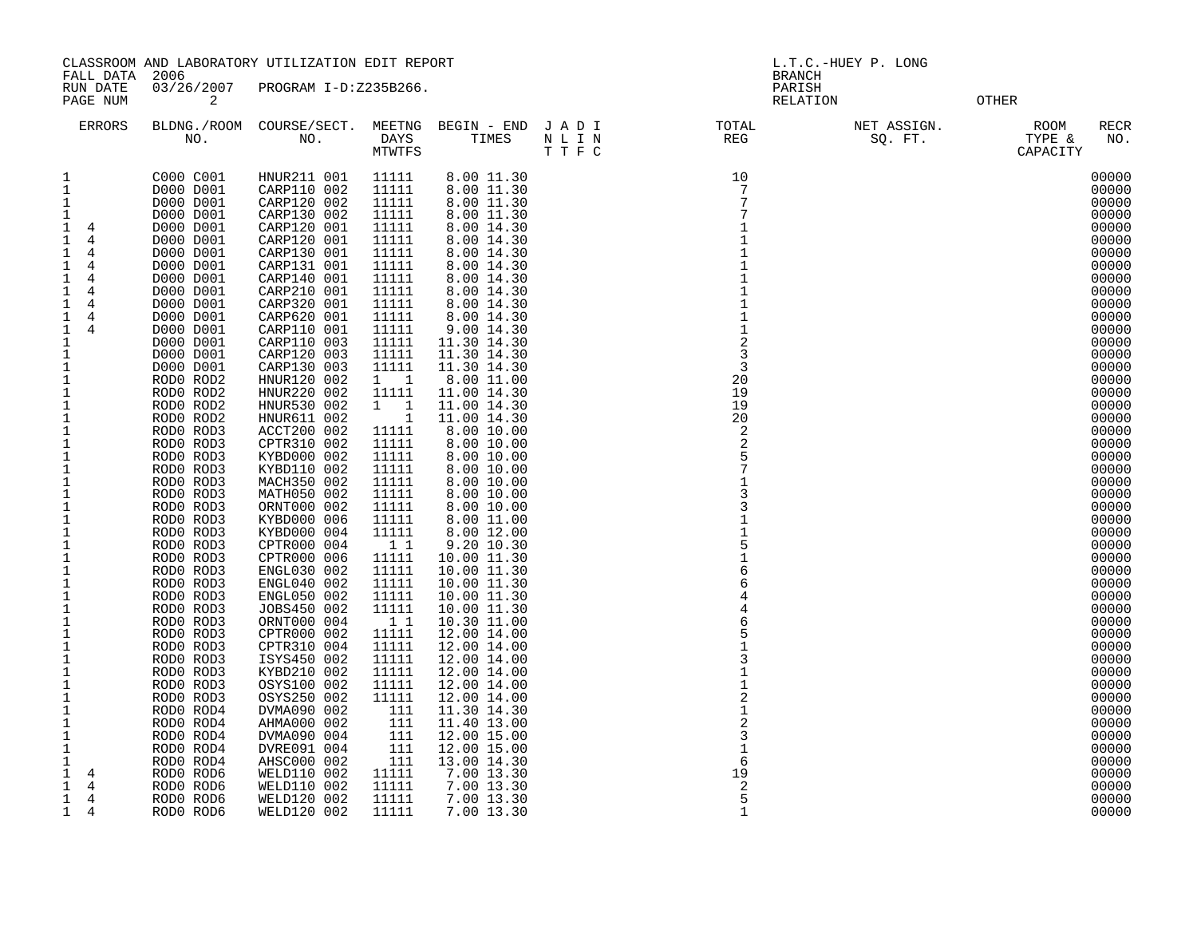CLASSROOM AND LABORATORY UTILIZATION EDIT REPORT
FALL DATA 2006
RUN DATE 03/26/2007 PROGRAM I-D:Z235B266.
PAGE NUM 2

L.T.C.-HUEY P. LONG
BRANCH
PARISH
RELATION OTHER

| ERRORS | BLDNG./ROOM NO. | COURSE/SECT. NO. | MEETNG DAYS MTWTFS | BEGIN - END TIMES | J A D I N L I N T T F C | TOTAL REG | NET ASSIGN. SQ. FT. | ROOM TYPE & CAPACITY | RECR NO. |
|---|---|---|---|---|---|---|---|---|---|
| 1 | C000 C001 | HNUR211 001 | 11111 | 8.00 11.30 | | 10 | | | 00000 |
| 1 | D000 D001 | CARP110 002 | 11111 | 8.00 11.30 | | 7 | | | 00000 |
| 1 | D000 D001 | CARP120 002 | 11111 | 8.00 11.30 | | 7 | | | 00000 |
| 1 | D000 D001 | CARP130 002 | 11111 | 8.00 11.30 | | 7 | | | 00000 |
| 1 4 | D000 D001 | CARP120 001 | 11111 | 8.00 14.30 | | 1 | | | 00000 |
| 1 4 | D000 D001 | CARP120 001 | 11111 | 8.00 14.30 | | 1 | | | 00000 |
| 1 4 | D000 D001 | CARP130 001 | 11111 | 8.00 14.30 | | 1 | | | 00000 |
| 1 4 | D000 D001 | CARP131 001 | 11111 | 8.00 14.30 | | 1 | | | 00000 |
| 1 4 | D000 D001 | CARP140 001 | 11111 | 8.00 14.30 | | 1 | | | 00000 |
| 1 4 | D000 D001 | CARP210 001 | 11111 | 8.00 14.30 | | 1 | | | 00000 |
| 1 4 | D000 D001 | CARP320 001 | 11111 | 8.00 14.30 | | 1 | | | 00000 |
| 1 4 | D000 D001 | CARP620 001 | 11111 | 8.00 14.30 | | 1 | | | 00000 |
| 1 4 | D000 D001 | CARP110 001 | 11111 | 9.00 14.30 | | 1 | | | 00000 |
| 1 | D000 D001 | CARP110 003 | 11111 | 11.30 14.30 | | 2 | | | 00000 |
| 1 | D000 D001 | CARP120 003 | 11111 | 11.30 14.30 | | 3 | | | 00000 |
| 1 | D000 D001 | CARP130 003 | 11111 | 11.30 14.30 | | 3 | | | 00000 |
| 1 | ROD0 ROD2 | HNUR120 002 | 1 1 | 8.00 11.00 | | 20 | | | 00000 |
| 1 | ROD0 ROD2 | HNUR220 002 | 11111 | 11.00 14.30 | | 19 | | | 00000 |
| 1 | ROD0 ROD2 | HNUR530 002 | 1 1 | 11.00 14.30 | | 19 | | | 00000 |
| 1 | ROD0 ROD2 | HNUR611 002 | 1 | 11.00 14.30 | | 20 | | | 00000 |
| 1 | ROD0 ROD3 | ACCT200 002 | 11111 | 8.00 10.00 | | 2 | | | 00000 |
| 1 | ROD0 ROD3 | CPTR310 002 | 11111 | 8.00 10.00 | | 2 | | | 00000 |
| 1 | ROD0 ROD3 | KYBD000 002 | 11111 | 8.00 10.00 | | 5 | | | 00000 |
| 1 | ROD0 ROD3 | KYBD110 002 | 11111 | 8.00 10.00 | | 7 | | | 00000 |
| 1 | ROD0 ROD3 | MACH350 002 | 11111 | 8.00 10.00 | | 1 | | | 00000 |
| 1 | ROD0 ROD3 | MATH050 002 | 11111 | 8.00 10.00 | | 3 | | | 00000 |
| 1 | ROD0 ROD3 | ORNT000 002 | 11111 | 8.00 10.00 | | 3 | | | 00000 |
| 1 | ROD0 ROD3 | KYBD000 006 | 11111 | 8.00 11.00 | | 1 | | | 00000 |
| 1 | ROD0 ROD3 | KYBD000 004 | 11111 | 8.00 12.00 | | 1 | | | 00000 |
| 1 | ROD0 ROD3 | CPTR000 004 | 1 1 | 9.20 10.30 | | 5 | | | 00000 |
| 1 | ROD0 ROD3 | CPTR000 006 | 11111 | 10.00 11.30 | | 1 | | | 00000 |
| 1 | ROD0 ROD3 | ENGL030 002 | 11111 | 10.00 11.30 | | 6 | | | 00000 |
| 1 | ROD0 ROD3 | ENGL040 002 | 11111 | 10.00 11.30 | | 6 | | | 00000 |
| 1 | ROD0 ROD3 | ENGL050 002 | 11111 | 10.00 11.30 | | 4 | | | 00000 |
| 1 | ROD0 ROD3 | JOBS450 002 | 11111 | 10.00 11.30 | | 4 | | | 00000 |
| 1 | ROD0 ROD3 | ORNT000 004 | 1 1 | 10.30 11.00 | | 6 | | | 00000 |
| 1 | ROD0 ROD3 | CPTR000 002 | 11111 | 12.00 14.00 | | 5 | | | 00000 |
| 1 | ROD0 ROD3 | CPTR310 004 | 11111 | 12.00 14.00 | | 1 | | | 00000 |
| 1 | ROD0 ROD3 | ISYS450 002 | 11111 | 12.00 14.00 | | 3 | | | 00000 |
| 1 | ROD0 ROD3 | KYBD210 002 | 11111 | 12.00 14.00 | | 1 | | | 00000 |
| 1 | ROD0 ROD3 | OSYS100 002 | 11111 | 12.00 14.00 | | 1 | | | 00000 |
| 1 | ROD0 ROD3 | OSYS250 002 | 11111 | 12.00 14.00 | | 2 | | | 00000 |
| 1 | ROD0 ROD4 | DVMA090 002 | 111 | 11.30 14.30 | | 1 | | | 00000 |
| 1 | ROD0 ROD4 | AHMA000 002 | 111 | 11.40 13.00 | | 2 | | | 00000 |
| 1 | ROD0 ROD4 | DVMA090 004 | 111 | 12.00 15.00 | | 3 | | | 00000 |
| 1 | ROD0 ROD4 | DVRE091 004 | 111 | 12.00 15.00 | | 1 | | | 00000 |
| 1 | ROD0 ROD4 | AHSC000 002 | 111 | 13.00 14.30 | | 6 | | | 00000 |
| 1 4 | ROD0 ROD6 | WELD110 002 | 11111 | 7.00 13.30 | | 19 | | | 00000 |
| 1 4 | ROD0 ROD6 | WELD110 002 | 11111 | 7.00 13.30 | | 2 | | | 00000 |
| 1 4 | ROD0 ROD6 | WELD120 002 | 11111 | 7.00 13.30 | | 5 | | | 00000 |
| 1 4 | ROD0 ROD6 | WELD120 002 | 11111 | 7.00 13.30 | | 1 | | | 00000 |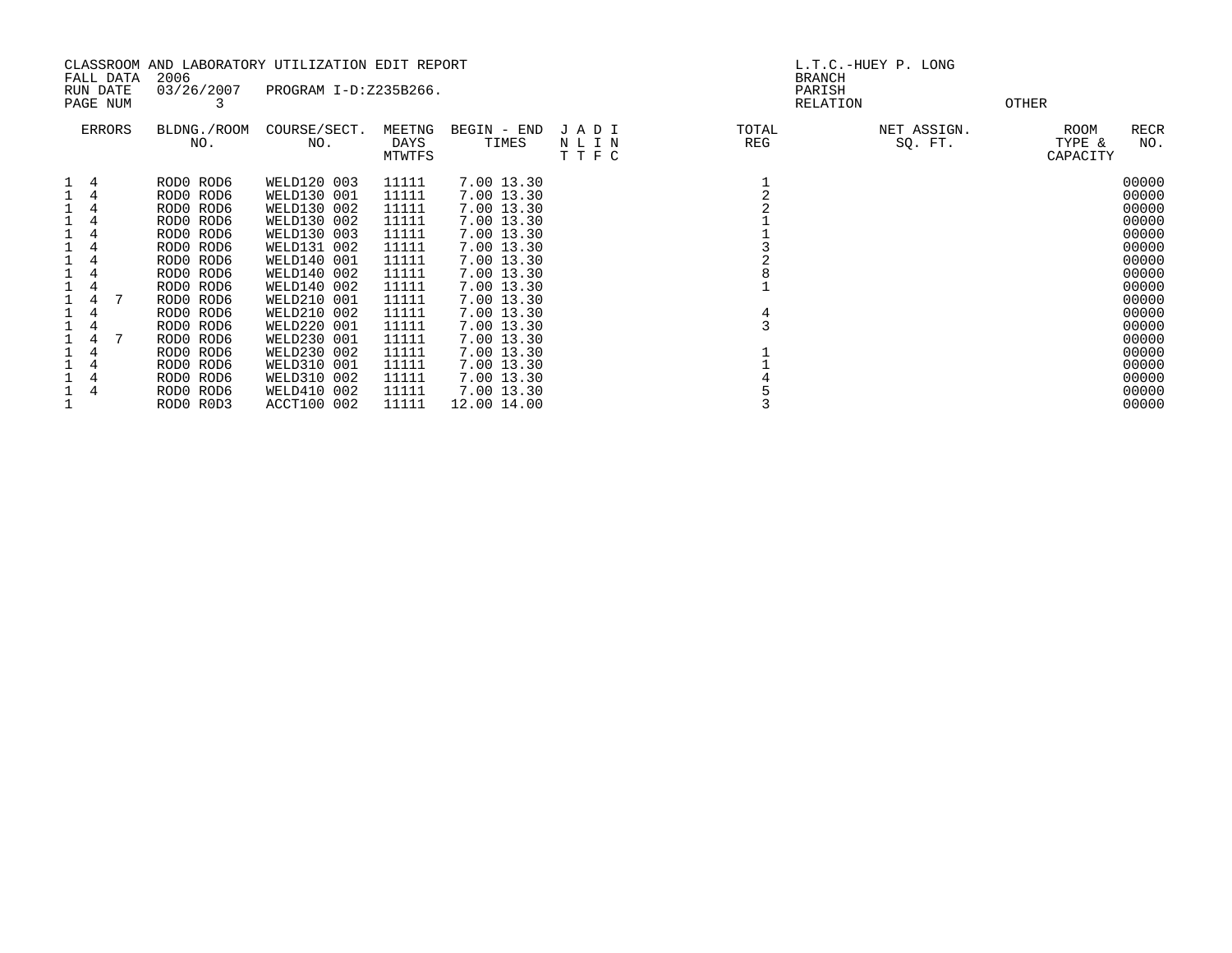CLASSROOM AND LABORATORY UTILIZATION EDIT REPORT
FALL DATA 2006
RUN DATE 03/26/2007 PROGRAM I-D:Z235B266.
PAGE NUM 3

L.T.C.-HUEY P. LONG
BRANCH
PARISH
RELATION OTHER

| ERRORS | BLDNG./ROOM NO. | COURSE/SECT. NO. | MEETNG DAYS MTWTFS | BEGIN - END TIMES | J A D I N L I N T T F C | TOTAL REG | NET ASSIGN. SQ. FT. | ROOM TYPE & CAPACITY | RECR NO. |
|---|---|---|---|---|---|---|---|---|---|
| 1 4 | ROD0 ROD6 | WELD120 003 | 11111 | 7.00 13.30 | | 1 | | | 00000 |
| 1 4 | ROD0 ROD6 | WELD130 001 | 11111 | 7.00 13.30 | | 2 | | | 00000 |
| 1 4 | ROD0 ROD6 | WELD130 002 | 11111 | 7.00 13.30 | | 2 | | | 00000 |
| 1 4 | ROD0 ROD6 | WELD130 002 | 11111 | 7.00 13.30 | | 1 | | | 00000 |
| 1 4 | ROD0 ROD6 | WELD130 003 | 11111 | 7.00 13.30 | | 1 | | | 00000 |
| 1 4 | ROD0 ROD6 | WELD131 002 | 11111 | 7.00 13.30 | | 3 | | | 00000 |
| 1 4 | ROD0 ROD6 | WELD140 001 | 11111 | 7.00 13.30 | | 2 | | | 00000 |
| 1 4 | ROD0 ROD6 | WELD140 002 | 11111 | 7.00 13.30 | | 8 | | | 00000 |
| 1 4 | ROD0 ROD6 | WELD140 002 | 11111 | 7.00 13.30 | | 1 | | | 00000 |
| 1 4 7 | ROD0 ROD6 | WELD210 001 | 11111 | 7.00 13.30 | | | | | 00000 |
| 1 4 | ROD0 ROD6 | WELD210 002 | 11111 | 7.00 13.30 | | 4 | | | 00000 |
| 1 4 | ROD0 ROD6 | WELD220 001 | 11111 | 7.00 13.30 | | 3 | | | 00000 |
| 1 4 7 | ROD0 ROD6 | WELD230 001 | 11111 | 7.00 13.30 | | | | | 00000 |
| 1 4 | ROD0 ROD6 | WELD230 002 | 11111 | 7.00 13.30 | | 1 | | | 00000 |
| 1 4 | ROD0 ROD6 | WELD310 001 | 11111 | 7.00 13.30 | | 1 | | | 00000 |
| 1 4 | ROD0 ROD6 | WELD310 002 | 11111 | 7.00 13.30 | | 4 | | | 00000 |
| 1 4 | ROD0 ROD6 | WELD410 002 | 11111 | 7.00 13.30 | | 5 | | | 00000 |
| 1 | ROD0 R0D3 | ACCT100 002 | 11111 | 12.00 14.00 | | 3 | | | 00000 |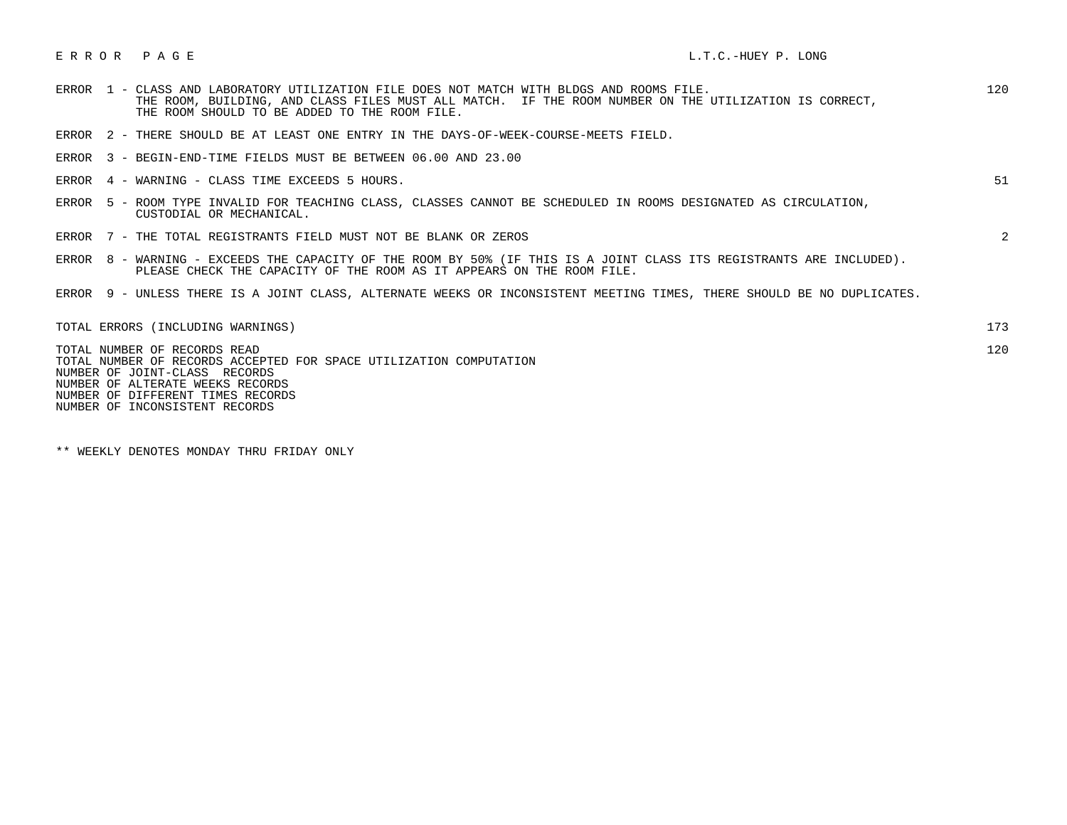E R R O R   P A G E                                                    L.T.C.-HUEY P. LONG

| | |
|---|---|
| ERROR 1 - CLASS AND LABORATORY UTILIZATION FILE DOES NOT MATCH WITH BLDGS AND ROOMS FILE. THE ROOM, BUILDING, AND CLASS FILES MUST ALL MATCH. IF THE ROOM NUMBER ON THE UTILIZATION IS CORRECT, THE ROOM SHOULD TO BE ADDED TO THE ROOM FILE. | 120 |
| ERROR 2 - THERE SHOULD BE AT LEAST ONE ENTRY IN THE DAYS-OF-WEEK-COURSE-MEETS FIELD. | |
| ERROR 3 - BEGIN-END-TIME FIELDS MUST BE BETWEEN 06.00 AND 23.00 | |
| ERROR 4 - WARNING - CLASS TIME EXCEEDS 5 HOURS. | 51 |
| ERROR 5 - ROOM TYPE INVALID FOR TEACHING CLASS, CLASSES CANNOT BE SCHEDULED IN ROOMS DESIGNATED AS CIRCULATION, CUSTODIAL OR MECHANICAL. | |
| ERROR 7 - THE TOTAL REGISTRANTS FIELD MUST NOT BE BLANK OR ZEROS | 2 |
| ERROR 8 - WARNING - EXCEEDS THE CAPACITY OF THE ROOM BY 50% (IF THIS IS A JOINT CLASS ITS REGISTRANTS ARE INCLUDED). PLEASE CHECK THE CAPACITY OF THE ROOM AS IT APPEARS ON THE ROOM FILE. | |
| ERROR 9 - UNLESS THERE IS A JOINT CLASS, ALTERNATE WEEKS OR INCONSISTENT MEETING TIMES, THERE SHOULD BE NO DUPLICATES. | |
| TOTAL ERRORS (INCLUDING WARNINGS) | 173 |
| TOTAL NUMBER OF RECORDS READ | 120 |
| TOTAL NUMBER OF RECORDS ACCEPTED FOR SPACE UTILIZATION COMPUTATION | |
| NUMBER OF JOINT-CLASS RECORDS | |
| NUMBER OF ALTERATE WEEKS RECORDS | |
| NUMBER OF DIFFERENT TIMES RECORDS | |
| NUMBER OF INCONSISTENT RECORDS | |

** WEEKLY DENOTES MONDAY THRU FRIDAY ONLY